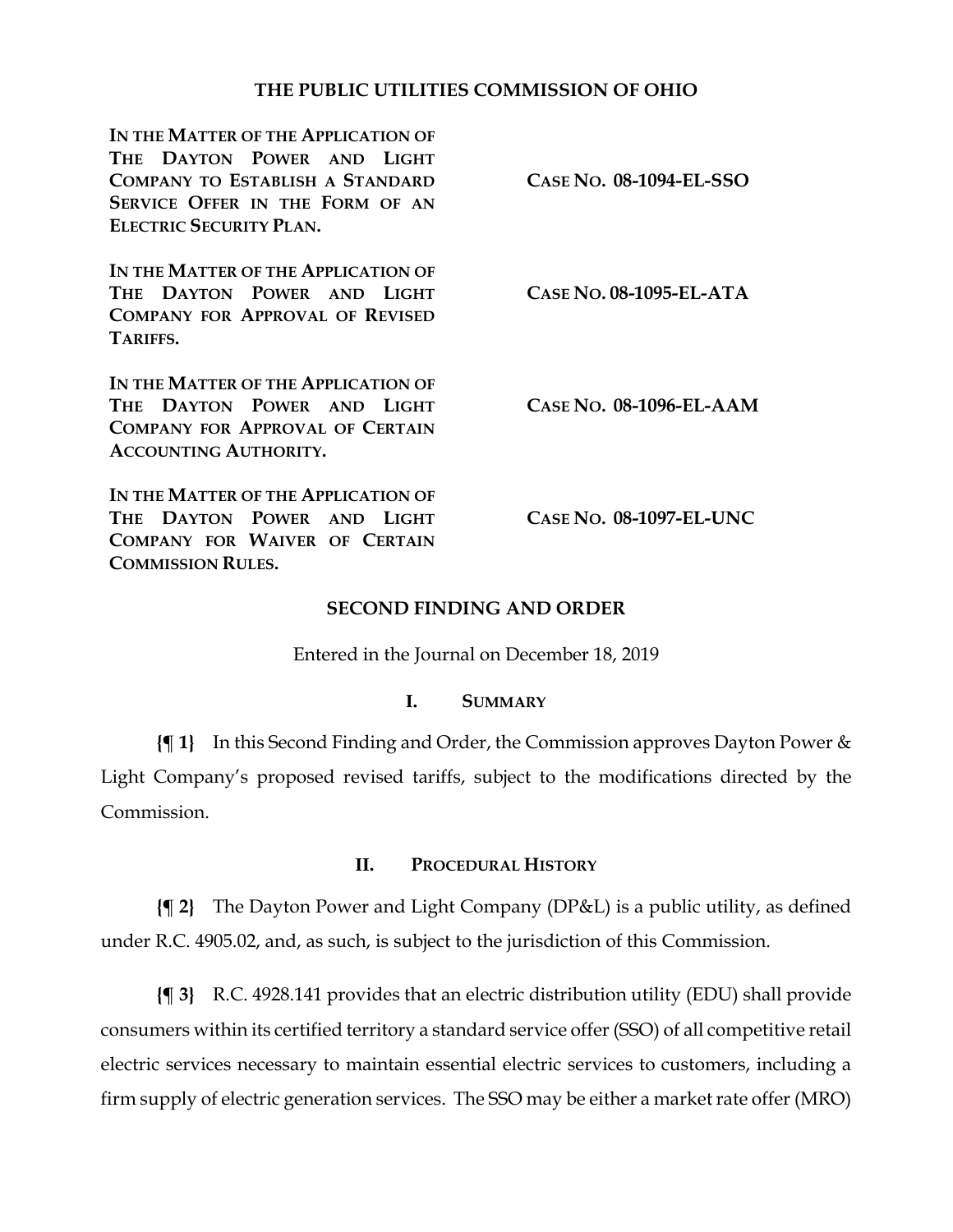# THE PUBLIC UTILITIES COMMISSION OF OHIO

| | |
|---|---|
| **IN THE MATTER OF THE APPLICATION OF THE DAYTON POWER AND LIGHT COMPANY TO ESTABLISH A STANDARD SERVICE OFFER IN THE FORM OF AN ELECTRIC SECURITY PLAN.** | **CASE NO. 08-1094-EL-SSO** |
| **IN THE MATTER OF THE APPLICATION OF THE DAYTON POWER AND LIGHT COMPANY FOR APPROVAL OF REVISED TARIFFS.** | **CASE NO. 08-1095-EL-ATA** |
| **IN THE MATTER OF THE APPLICATION OF THE DAYTON POWER AND LIGHT COMPANY FOR APPROVAL OF CERTAIN ACCOUNTING AUTHORITY.** | **CASE NO. 08-1096-EL-AAM** |
| **IN THE MATTER OF THE APPLICATION OF THE DAYTON POWER AND LIGHT COMPANY FOR WAIVER OF CERTAIN COMMISSION RULES.** | **CASE NO. 08-1097-EL-UNC** |

## SECOND FINDING AND ORDER

Entered in the Journal on December 18, 2019

### I. SUMMARY

**{¶ 1}** In this Second Finding and Order, the Commission approves Dayton Power & Light Company's proposed revised tariffs, subject to the modifications directed by the Commission.

### II. PROCEDURAL HISTORY

**{¶ 2}** The Dayton Power and Light Company (DP&L) is a public utility, as defined under R.C. 4905.02, and, as such, is subject to the jurisdiction of this Commission.

**{¶ 3}** R.C. 4928.141 provides that an electric distribution utility (EDU) shall provide consumers within its certified territory a standard service offer (SSO) of all competitive retail electric services necessary to maintain essential electric services to customers, including a firm supply of electric generation services. The SSO may be either a market rate offer (MRO)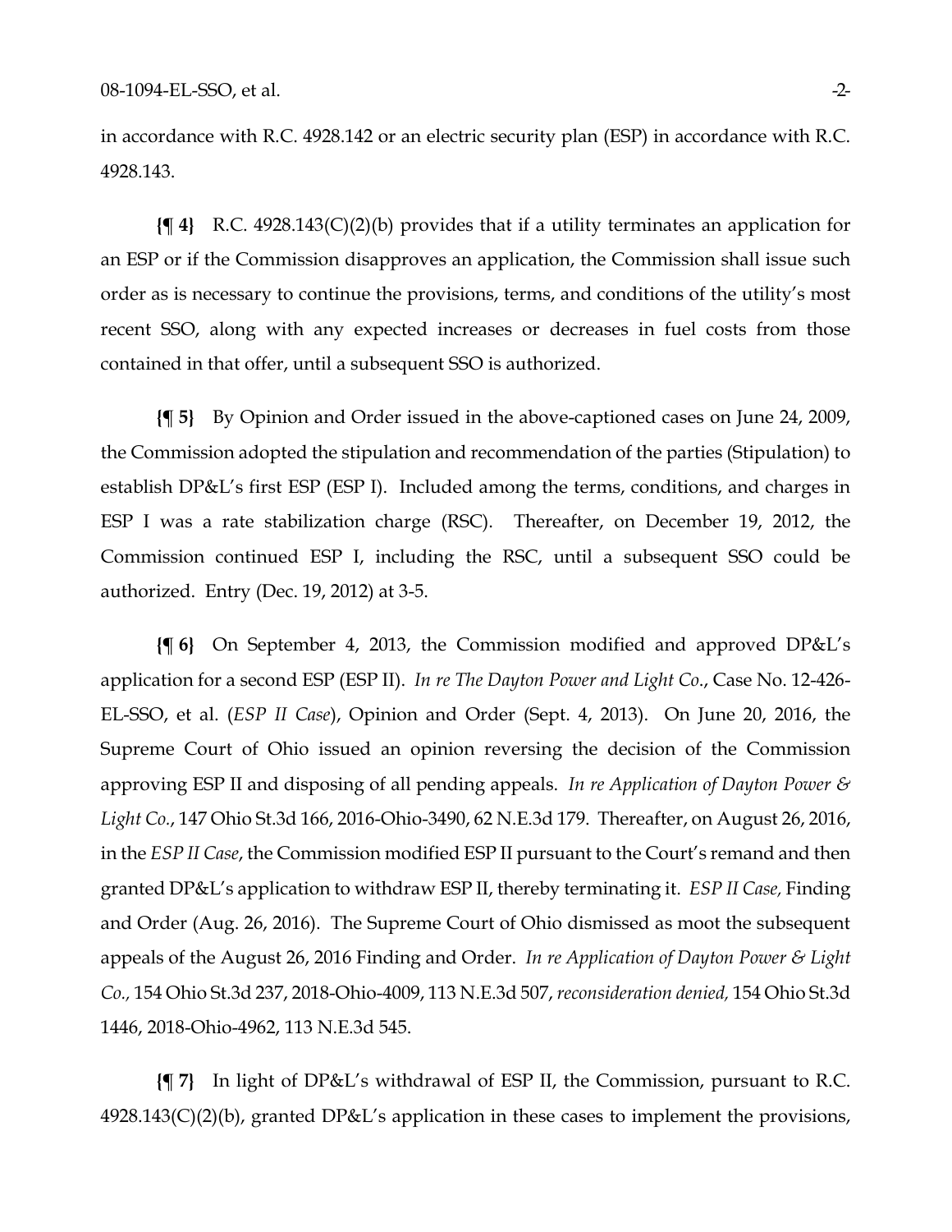in accordance with R.C. 4928.142 or an electric security plan (ESP) in accordance with R.C. 4928.143.

**{¶ 4}** R.C. 4928.143(C)(2)(b) provides that if a utility terminates an application for an ESP or if the Commission disapproves an application, the Commission shall issue such order as is necessary to continue the provisions, terms, and conditions of the utility's most recent SSO, along with any expected increases or decreases in fuel costs from those contained in that offer, until a subsequent SSO is authorized.

**{¶ 5}** By Opinion and Order issued in the above-captioned cases on June 24, 2009, the Commission adopted the stipulation and recommendation of the parties (Stipulation) to establish DP&L's first ESP (ESP I). Included among the terms, conditions, and charges in ESP I was a rate stabilization charge (RSC). Thereafter, on December 19, 2012, the Commission continued ESP I, including the RSC, until a subsequent SSO could be authorized. Entry (Dec. 19, 2012) at 3-5.

**{¶ 6}** On September 4, 2013, the Commission modified and approved DP&L's application for a second ESP (ESP II). *In re The Dayton Power and Light Co.*, Case No. 12-426-EL-SSO, et al. (*ESP II Case*), Opinion and Order (Sept. 4, 2013). On June 20, 2016, the Supreme Court of Ohio issued an opinion reversing the decision of the Commission approving ESP II and disposing of all pending appeals. *In re Application of Dayton Power & Light Co.*, 147 Ohio St.3d 166, 2016-Ohio-3490, 62 N.E.3d 179. Thereafter, on August 26, 2016, in the *ESP II Case*, the Commission modified ESP II pursuant to the Court's remand and then granted DP&L's application to withdraw ESP II, thereby terminating it. *ESP II Case,* Finding and Order (Aug. 26, 2016). The Supreme Court of Ohio dismissed as moot the subsequent appeals of the August 26, 2016 Finding and Order. *In re Application of Dayton Power & Light Co.,* 154 Ohio St.3d 237, 2018-Ohio-4009, 113 N.E.3d 507, *reconsideration denied,* 154 Ohio St.3d 1446, 2018-Ohio-4962, 113 N.E.3d 545.

**{¶ 7}** In light of DP&L's withdrawal of ESP II, the Commission, pursuant to R.C. 4928.143(C)(2)(b), granted DP&L's application in these cases to implement the provisions,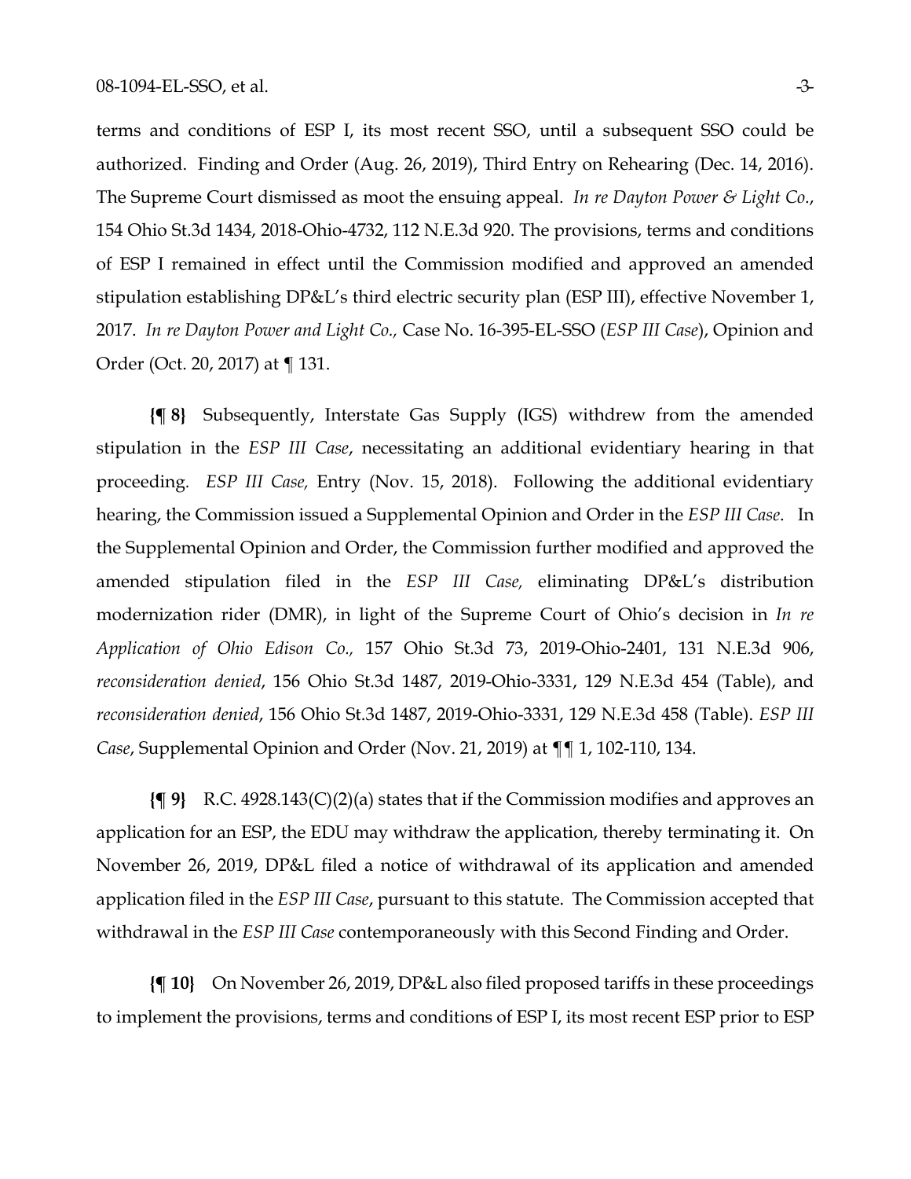terms and conditions of ESP I, its most recent SSO, until a subsequent SSO could be authorized. Finding and Order (Aug. 26, 2019), Third Entry on Rehearing (Dec. 14, 2016). The Supreme Court dismissed as moot the ensuing appeal. *In re Dayton Power & Light Co.*, 154 Ohio St.3d 1434, 2018-Ohio-4732, 112 N.E.3d 920. The provisions, terms and conditions of ESP I remained in effect until the Commission modified and approved an amended stipulation establishing DP&L's third electric security plan (ESP III), effective November 1, 2017. *In re Dayton Power and Light Co.,* Case No. 16-395-EL-SSO (*ESP III Case*), Opinion and Order (Oct. 20, 2017) at ¶ 131.

**{¶ 8}** Subsequently, Interstate Gas Supply (IGS) withdrew from the amended stipulation in the *ESP III Case*, necessitating an additional evidentiary hearing in that proceeding. *ESP III Case,* Entry (Nov. 15, 2018). Following the additional evidentiary hearing, the Commission issued a Supplemental Opinion and Order in the *ESP III Case*. In the Supplemental Opinion and Order, the Commission further modified and approved the amended stipulation filed in the *ESP III Case,* eliminating DP&L's distribution modernization rider (DMR), in light of the Supreme Court of Ohio's decision in *In re Application of Ohio Edison Co.,* 157 Ohio St.3d 73, 2019-Ohio-2401, 131 N.E.3d 906, *reconsideration denied*, 156 Ohio St.3d 1487, 2019-Ohio-3331, 129 N.E.3d 454 (Table), and *reconsideration denied*, 156 Ohio St.3d 1487, 2019-Ohio-3331, 129 N.E.3d 458 (Table). *ESP III Case*, Supplemental Opinion and Order (Nov. 21, 2019) at ¶¶ 1, 102-110, 134.

**{¶ 9}** R.C. 4928.143(C)(2)(a) states that if the Commission modifies and approves an application for an ESP, the EDU may withdraw the application, thereby terminating it. On November 26, 2019, DP&L filed a notice of withdrawal of its application and amended application filed in the *ESP III Case*, pursuant to this statute. The Commission accepted that withdrawal in the *ESP III Case* contemporaneously with this Second Finding and Order.

**{¶ 10}** On November 26, 2019, DP&L also filed proposed tariffs in these proceedings to implement the provisions, terms and conditions of ESP I, its most recent ESP prior to ESP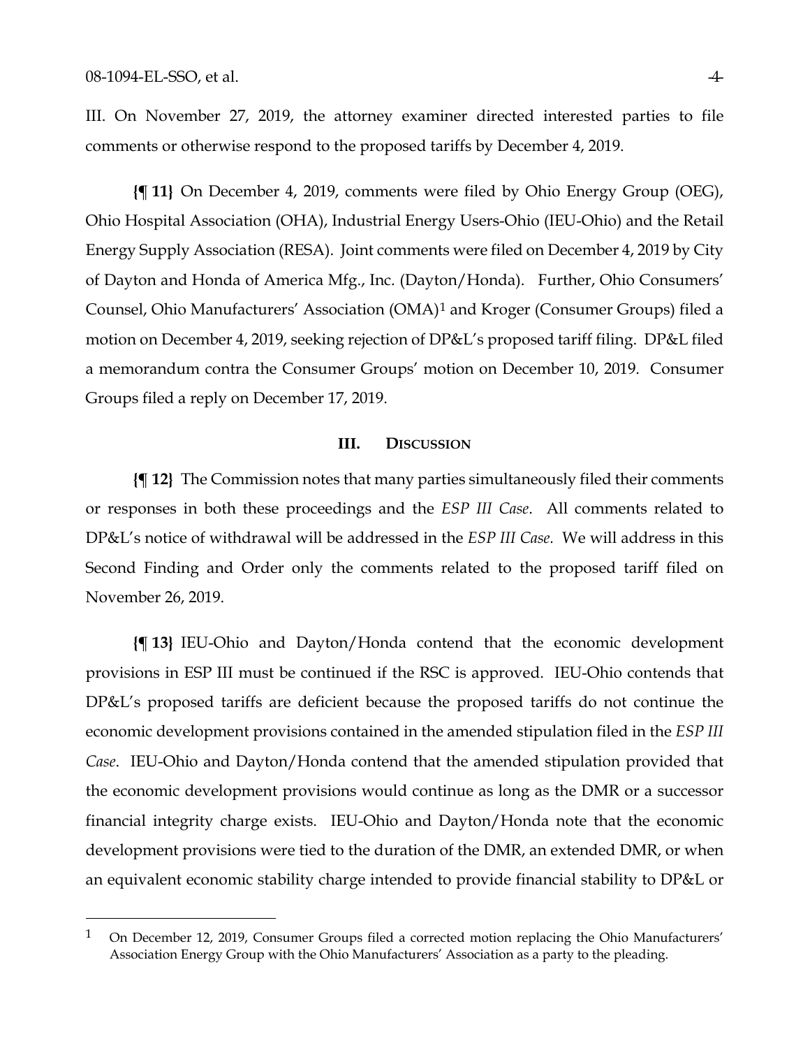III. On November 27, 2019, the attorney examiner directed interested parties to file comments or otherwise respond to the proposed tariffs by December 4, 2019.

**{¶ 11}** On December 4, 2019, comments were filed by Ohio Energy Group (OEG), Ohio Hospital Association (OHA), Industrial Energy Users-Ohio (IEU-Ohio) and the Retail Energy Supply Association (RESA). Joint comments were filed on December 4, 2019 by City of Dayton and Honda of America Mfg., Inc. (Dayton/Honda). Further, Ohio Consumers' Counsel, Ohio Manufacturers' Association (OMA)[1] and Kroger (Consumer Groups) filed a motion on December 4, 2019, seeking rejection of DP&L's proposed tariff filing. DP&L filed a memorandum contra the Consumer Groups' motion on December 10, 2019. Consumer Groups filed a reply on December 17, 2019.

## III. Discussion

**{¶ 12}** The Commission notes that many parties simultaneously filed their comments or responses in both these proceedings and the *ESP III Case*. All comments related to DP&L's notice of withdrawal will be addressed in the *ESP III Case.* We will address in this Second Finding and Order only the comments related to the proposed tariff filed on November 26, 2019.

**{¶ 13}** IEU-Ohio and Dayton/Honda contend that the economic development provisions in ESP III must be continued if the RSC is approved. IEU-Ohio contends that DP&L's proposed tariffs are deficient because the proposed tariffs do not continue the economic development provisions contained in the amended stipulation filed in the *ESP III Case*. IEU-Ohio and Dayton/Honda contend that the amended stipulation provided that the economic development provisions would continue as long as the DMR or a successor financial integrity charge exists. IEU-Ohio and Dayton/Honda note that the economic development provisions were tied to the duration of the DMR, an extended DMR, or when an equivalent economic stability charge intended to provide financial stability to DP&L or

---

[1] On December 12, 2019, Consumer Groups filed a corrected motion replacing the Ohio Manufacturers' Association Energy Group with the Ohio Manufacturers' Association as a party to the pleading.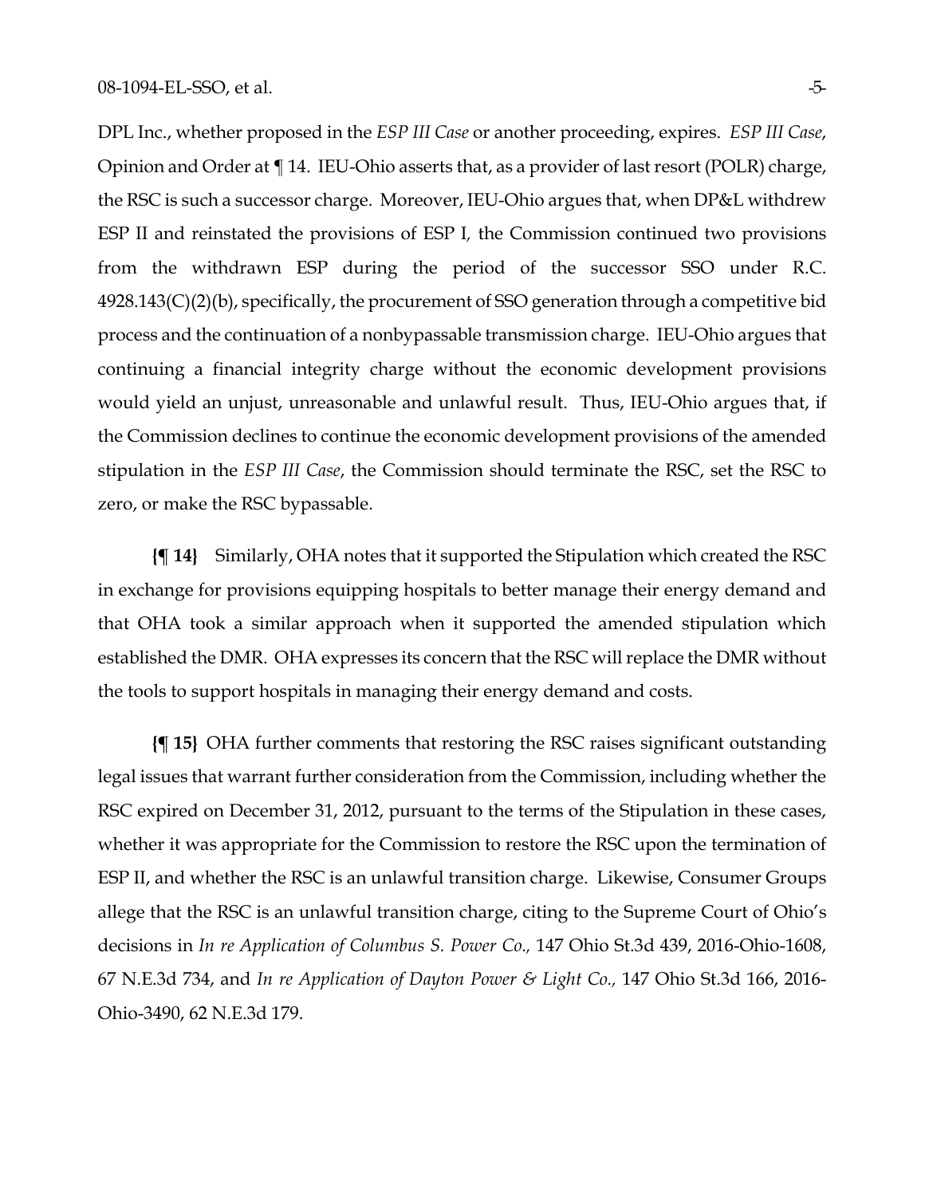DPL Inc., whether proposed in the *ESP III Case* or another proceeding, expires. *ESP III Case*, Opinion and Order at ¶ 14. IEU-Ohio asserts that, as a provider of last resort (POLR) charge, the RSC is such a successor charge. Moreover, IEU-Ohio argues that, when DP&L withdrew ESP II and reinstated the provisions of ESP I*,* the Commission continued two provisions from the withdrawn ESP during the period of the successor SSO under R.C. 4928.143(C)(2)(b), specifically, the procurement of SSO generation through a competitive bid process and the continuation of a nonbypassable transmission charge. IEU-Ohio argues that continuing a financial integrity charge without the economic development provisions would yield an unjust, unreasonable and unlawful result. Thus, IEU-Ohio argues that, if the Commission declines to continue the economic development provisions of the amended stipulation in the *ESP III Case*, the Commission should terminate the RSC, set the RSC to zero, or make the RSC bypassable.

**{¶ 14}** Similarly, OHA notes that it supported the Stipulation which created the RSC in exchange for provisions equipping hospitals to better manage their energy demand and that OHA took a similar approach when it supported the amended stipulation which established the DMR. OHA expresses its concern that the RSC will replace the DMR without the tools to support hospitals in managing their energy demand and costs.

**{¶ 15}** OHA further comments that restoring the RSC raises significant outstanding legal issues that warrant further consideration from the Commission, including whether the RSC expired on December 31, 2012, pursuant to the terms of the Stipulation in these cases, whether it was appropriate for the Commission to restore the RSC upon the termination of ESP II, and whether the RSC is an unlawful transition charge. Likewise, Consumer Groups allege that the RSC is an unlawful transition charge, citing to the Supreme Court of Ohio's decisions in *In re Application of Columbus S. Power Co.,* 147 Ohio St.3d 439, 2016-Ohio-1608, 67 N.E.3d 734, and *In re Application of Dayton Power & Light Co.,* 147 Ohio St.3d 166, 2016-Ohio-3490, 62 N.E.3d 179.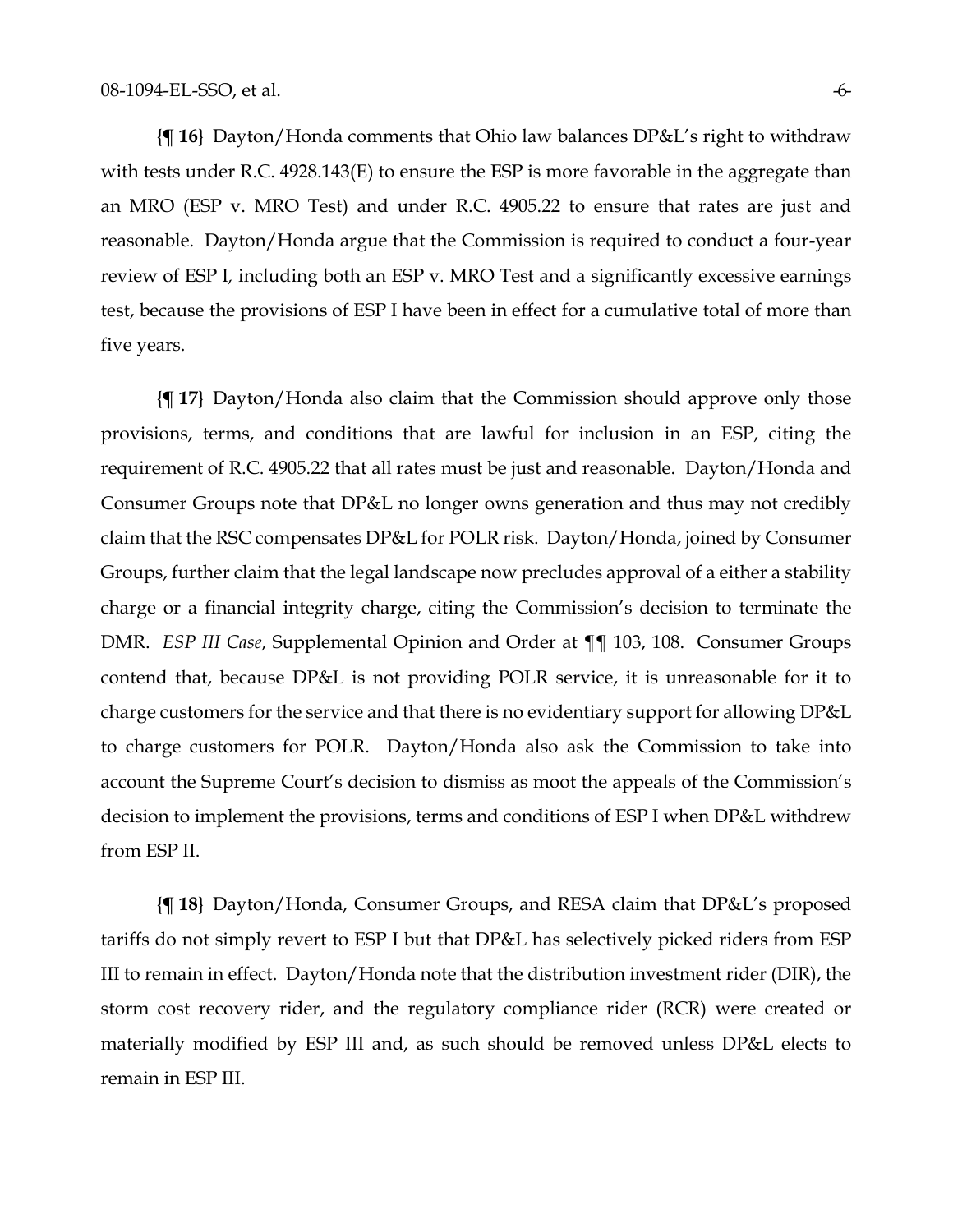**{¶ 16}** Dayton/Honda comments that Ohio law balances DP&L's right to withdraw with tests under R.C. 4928.143(E) to ensure the ESP is more favorable in the aggregate than an MRO (ESP v. MRO Test) and under R.C. 4905.22 to ensure that rates are just and reasonable. Dayton/Honda argue that the Commission is required to conduct a four-year review of ESP I, including both an ESP v. MRO Test and a significantly excessive earnings test, because the provisions of ESP I have been in effect for a cumulative total of more than five years.

**{¶ 17}** Dayton/Honda also claim that the Commission should approve only those provisions, terms, and conditions that are lawful for inclusion in an ESP, citing the requirement of R.C. 4905.22 that all rates must be just and reasonable. Dayton/Honda and Consumer Groups note that DP&L no longer owns generation and thus may not credibly claim that the RSC compensates DP&L for POLR risk. Dayton/Honda, joined by Consumer Groups, further claim that the legal landscape now precludes approval of a either a stability charge or a financial integrity charge, citing the Commission's decision to terminate the DMR. *ESP III Case*, Supplemental Opinion and Order at ¶¶ 103, 108. Consumer Groups contend that, because DP&L is not providing POLR service, it is unreasonable for it to charge customers for the service and that there is no evidentiary support for allowing DP&L to charge customers for POLR. Dayton/Honda also ask the Commission to take into account the Supreme Court's decision to dismiss as moot the appeals of the Commission's decision to implement the provisions, terms and conditions of ESP I when DP&L withdrew from ESP II.

**{¶ 18}** Dayton/Honda, Consumer Groups, and RESA claim that DP&L's proposed tariffs do not simply revert to ESP I but that DP&L has selectively picked riders from ESP III to remain in effect. Dayton/Honda note that the distribution investment rider (DIR), the storm cost recovery rider, and the regulatory compliance rider (RCR) were created or materially modified by ESP III and, as such should be removed unless DP&L elects to remain in ESP III.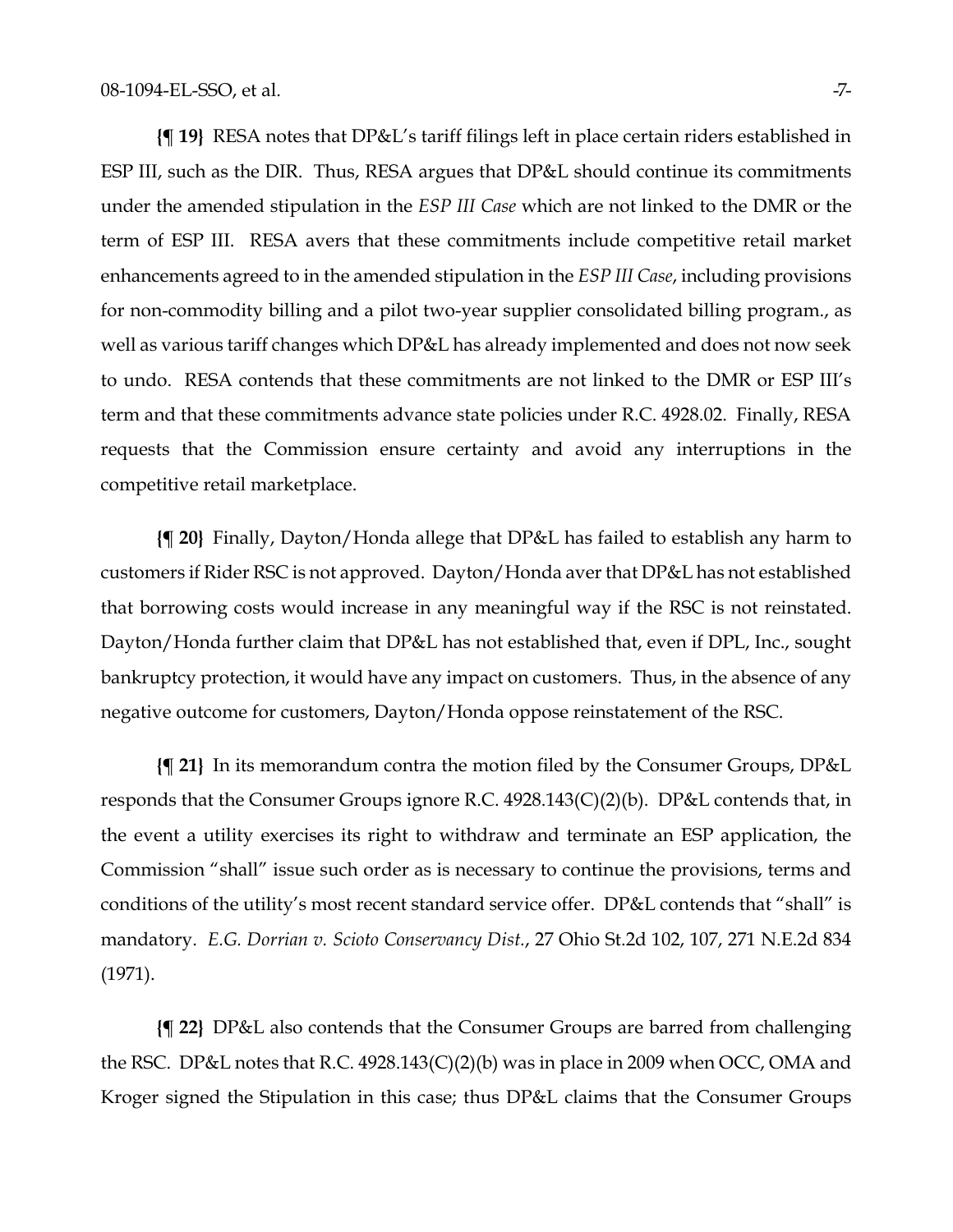**{¶ 19}** RESA notes that DP&L's tariff filings left in place certain riders established in ESP III, such as the DIR. Thus, RESA argues that DP&L should continue its commitments under the amended stipulation in the *ESP III Case* which are not linked to the DMR or the term of ESP III. RESA avers that these commitments include competitive retail market enhancements agreed to in the amended stipulation in the *ESP III Case*, including provisions for non-commodity billing and a pilot two-year supplier consolidated billing program., as well as various tariff changes which DP&L has already implemented and does not now seek to undo. RESA contends that these commitments are not linked to the DMR or ESP III's term and that these commitments advance state policies under R.C. 4928.02. Finally, RESA requests that the Commission ensure certainty and avoid any interruptions in the competitive retail marketplace.

**{¶ 20}** Finally, Dayton/Honda allege that DP&L has failed to establish any harm to customers if Rider RSC is not approved. Dayton/Honda aver that DP&L has not established that borrowing costs would increase in any meaningful way if the RSC is not reinstated. Dayton/Honda further claim that DP&L has not established that, even if DPL, Inc., sought bankruptcy protection, it would have any impact on customers. Thus, in the absence of any negative outcome for customers, Dayton/Honda oppose reinstatement of the RSC.

**{¶ 21}** In its memorandum contra the motion filed by the Consumer Groups, DP&L responds that the Consumer Groups ignore R.C. 4928.143(C)(2)(b). DP&L contends that, in the event a utility exercises its right to withdraw and terminate an ESP application, the Commission "shall" issue such order as is necessary to continue the provisions, terms and conditions of the utility's most recent standard service offer. DP&L contends that "shall" is mandatory. *E.G. Dorrian v. Scioto Conservancy Dist.*, 27 Ohio St.2d 102, 107, 271 N.E.2d 834 (1971).

**{¶ 22}** DP&L also contends that the Consumer Groups are barred from challenging the RSC. DP&L notes that R.C. 4928.143(C)(2)(b) was in place in 2009 when OCC, OMA and Kroger signed the Stipulation in this case; thus DP&L claims that the Consumer Groups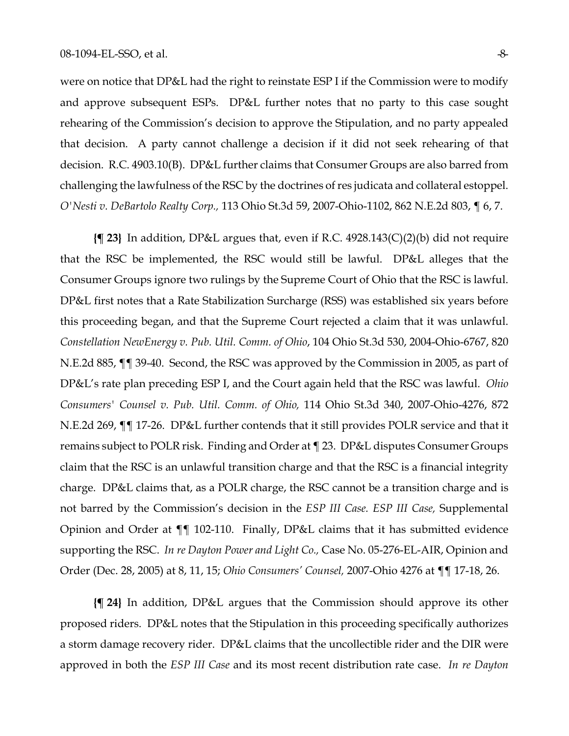were on notice that DP&L had the right to reinstate ESP I if the Commission were to modify and approve subsequent ESPs. DP&L further notes that no party to this case sought rehearing of the Commission's decision to approve the Stipulation, and no party appealed that decision. A party cannot challenge a decision if it did not seek rehearing of that decision. R.C. 4903.10(B). DP&L further claims that Consumer Groups are also barred from challenging the lawfulness of the RSC by the doctrines of res judicata and collateral estoppel. *O'Nesti v. DeBartolo Realty Corp.,* 113 Ohio St.3d 59, 2007-Ohio-1102, 862 N.E.2d 803, ¶ 6, 7.

**{¶ 23}** In addition, DP&L argues that, even if R.C. 4928.143(C)(2)(b) did not require that the RSC be implemented, the RSC would still be lawful. DP&L alleges that the Consumer Groups ignore two rulings by the Supreme Court of Ohio that the RSC is lawful. DP&L first notes that a Rate Stabilization Surcharge (RSS) was established six years before this proceeding began, and that the Supreme Court rejected a claim that it was unlawful. *Constellation NewEnergy v. Pub. Util. Comm. of Ohio*, 104 Ohio St.3d 530, 2004-Ohio-6767, 820 N.E.2d 885, ¶¶ 39-40. Second, the RSC was approved by the Commission in 2005, as part of DP&L's rate plan preceding ESP I, and the Court again held that the RSC was lawful. *Ohio Consumers' Counsel v. Pub. Util. Comm. of Ohio,* 114 Ohio St.3d 340, 2007-Ohio-4276, 872 N.E.2d 269, ¶¶ 17-26. DP&L further contends that it still provides POLR service and that it remains subject to POLR risk. Finding and Order at ¶ 23. DP&L disputes Consumer Groups claim that the RSC is an unlawful transition charge and that the RSC is a financial integrity charge. DP&L claims that, as a POLR charge, the RSC cannot be a transition charge and is not barred by the Commission's decision in the *ESP III Case. ESP III Case,* Supplemental Opinion and Order at ¶¶ 102-110. Finally, DP&L claims that it has submitted evidence supporting the RSC. *In re Dayton Power and Light Co.,* Case No. 05-276-EL-AIR, Opinion and Order (Dec. 28, 2005) at 8, 11, 15; *Ohio Consumers' Counsel,* 2007-Ohio 4276 at ¶¶ 17-18, 26.

**{¶ 24}** In addition, DP&L argues that the Commission should approve its other proposed riders. DP&L notes that the Stipulation in this proceeding specifically authorizes a storm damage recovery rider. DP&L claims that the uncollectible rider and the DIR were approved in both the *ESP III Case* and its most recent distribution rate case. *In re Dayton*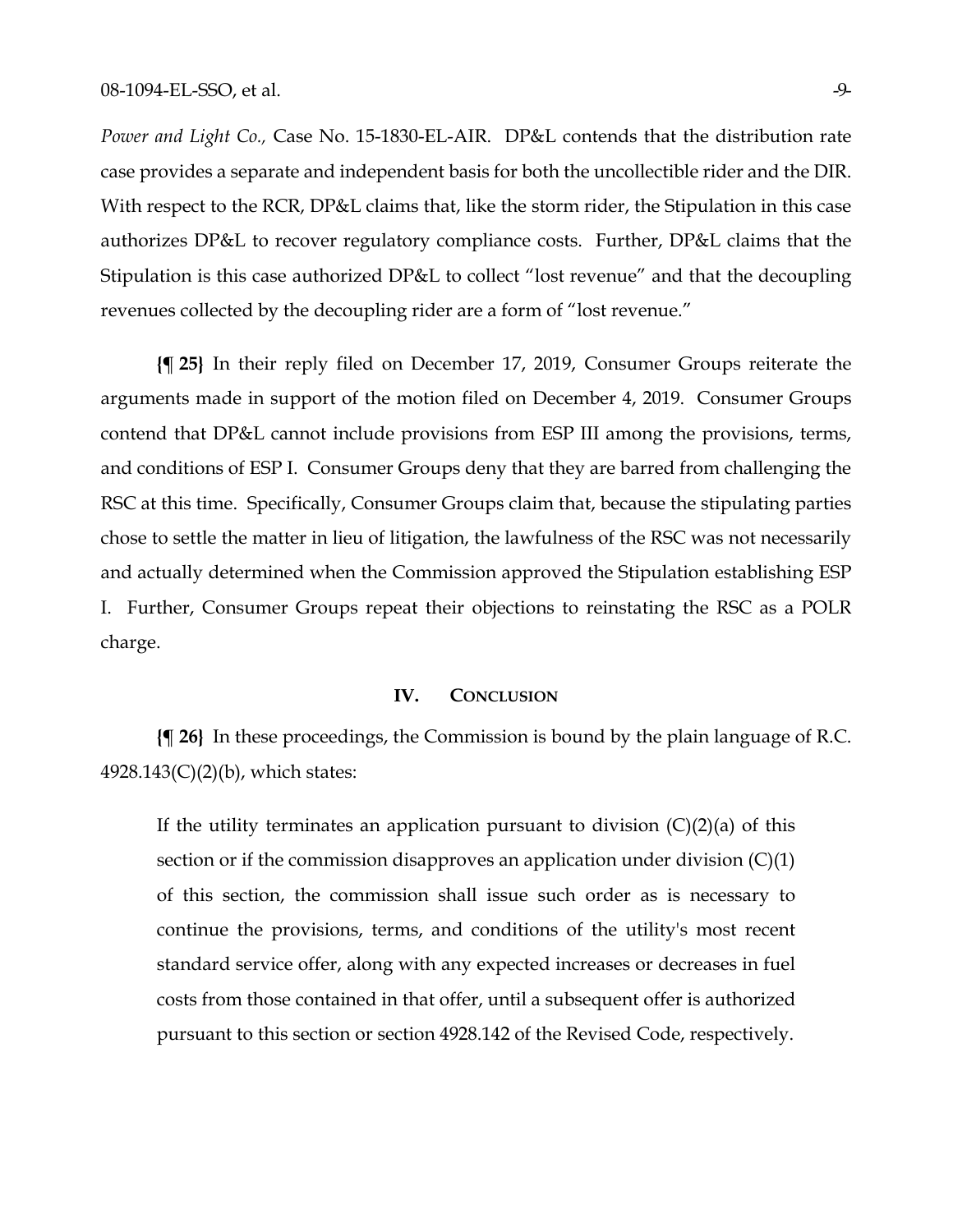*Power and Light Co.,* Case No. 15-1830-EL-AIR. DP&L contends that the distribution rate case provides a separate and independent basis for both the uncollectible rider and the DIR. With respect to the RCR, DP&L claims that, like the storm rider, the Stipulation in this case authorizes DP&L to recover regulatory compliance costs. Further, DP&L claims that the Stipulation is this case authorized DP&L to collect "lost revenue" and that the decoupling revenues collected by the decoupling rider are a form of "lost revenue."

**{¶ 25}** In their reply filed on December 17, 2019, Consumer Groups reiterate the arguments made in support of the motion filed on December 4, 2019. Consumer Groups contend that DP&L cannot include provisions from ESP III among the provisions, terms, and conditions of ESP I. Consumer Groups deny that they are barred from challenging the RSC at this time. Specifically, Consumer Groups claim that, because the stipulating parties chose to settle the matter in lieu of litigation, the lawfulness of the RSC was not necessarily and actually determined when the Commission approved the Stipulation establishing ESP I. Further, Consumer Groups repeat their objections to reinstating the RSC as a POLR charge.

## IV. CONCLUSION

**{¶ 26}** In these proceedings, the Commission is bound by the plain language of R.C. 4928.143(C)(2)(b), which states:

> If the utility terminates an application pursuant to division (C)(2)(a) of this section or if the commission disapproves an application under division (C)(1) of this section, the commission shall issue such order as is necessary to continue the provisions, terms, and conditions of the utility's most recent standard service offer, along with any expected increases or decreases in fuel costs from those contained in that offer, until a subsequent offer is authorized pursuant to this section or section 4928.142 of the Revised Code, respectively.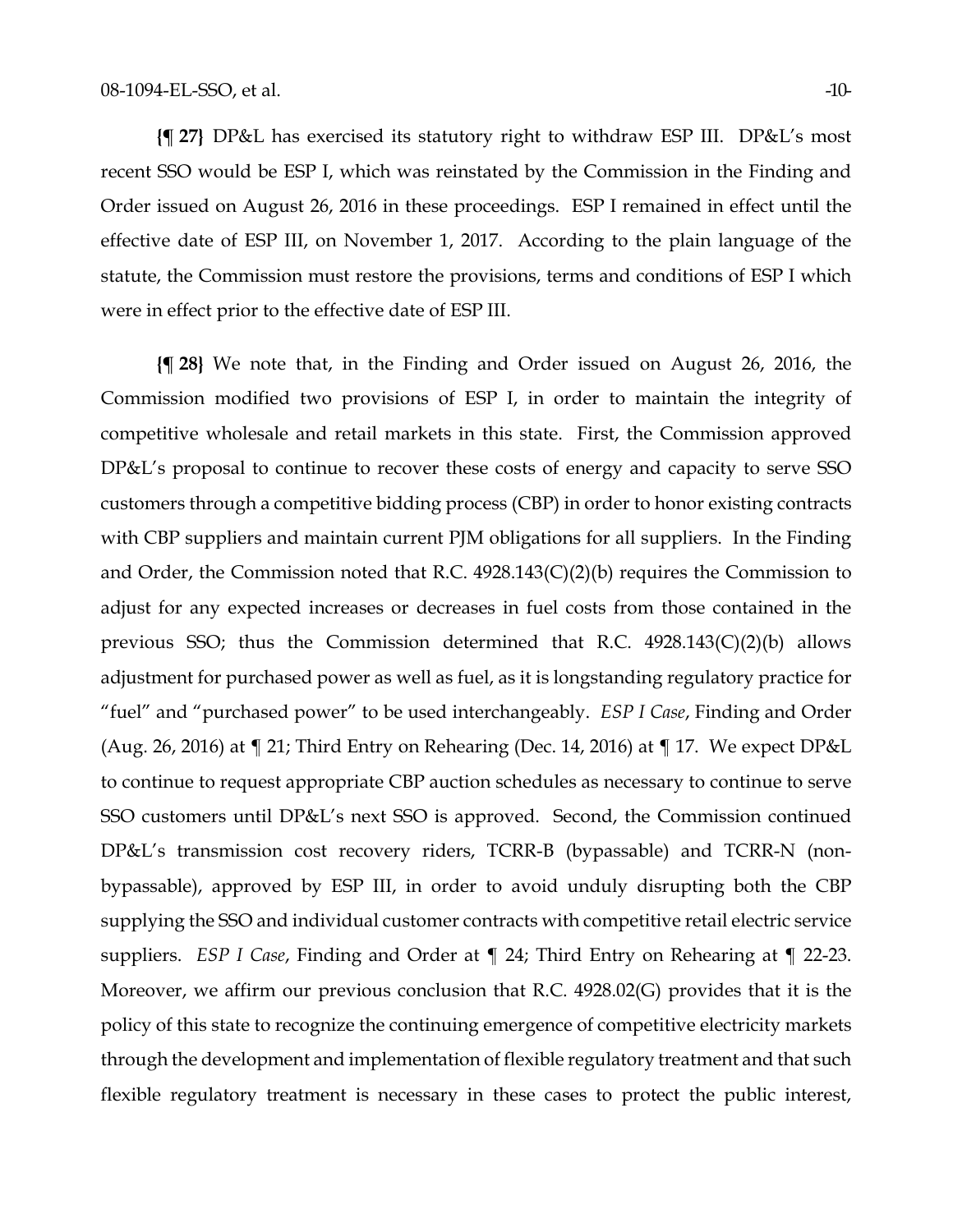**{¶ 27}** DP&L has exercised its statutory right to withdraw ESP III. DP&L's most recent SSO would be ESP I, which was reinstated by the Commission in the Finding and Order issued on August 26, 2016 in these proceedings. ESP I remained in effect until the effective date of ESP III, on November 1, 2017. According to the plain language of the statute, the Commission must restore the provisions, terms and conditions of ESP I which were in effect prior to the effective date of ESP III.

**{¶ 28}** We note that, in the Finding and Order issued on August 26, 2016, the Commission modified two provisions of ESP I, in order to maintain the integrity of competitive wholesale and retail markets in this state. First, the Commission approved DP&L's proposal to continue to recover these costs of energy and capacity to serve SSO customers through a competitive bidding process (CBP) in order to honor existing contracts with CBP suppliers and maintain current PJM obligations for all suppliers. In the Finding and Order, the Commission noted that R.C. 4928.143(C)(2)(b) requires the Commission to adjust for any expected increases or decreases in fuel costs from those contained in the previous SSO; thus the Commission determined that R.C. 4928.143(C)(2)(b) allows adjustment for purchased power as well as fuel, as it is longstanding regulatory practice for "fuel" and "purchased power" to be used interchangeably. *ESP I Case*, Finding and Order (Aug. 26, 2016) at ¶ 21; Third Entry on Rehearing (Dec. 14, 2016) at ¶ 17. We expect DP&L to continue to request appropriate CBP auction schedules as necessary to continue to serve SSO customers until DP&L's next SSO is approved. Second, the Commission continued DP&L's transmission cost recovery riders, TCRR-B (bypassable) and TCRR-N (non-bypassable), approved by ESP III, in order to avoid unduly disrupting both the CBP supplying the SSO and individual customer contracts with competitive retail electric service suppliers. *ESP I Case*, Finding and Order at ¶ 24; Third Entry on Rehearing at ¶ 22-23. Moreover, we affirm our previous conclusion that R.C. 4928.02(G) provides that it is the policy of this state to recognize the continuing emergence of competitive electricity markets through the development and implementation of flexible regulatory treatment and that such flexible regulatory treatment is necessary in these cases to protect the public interest,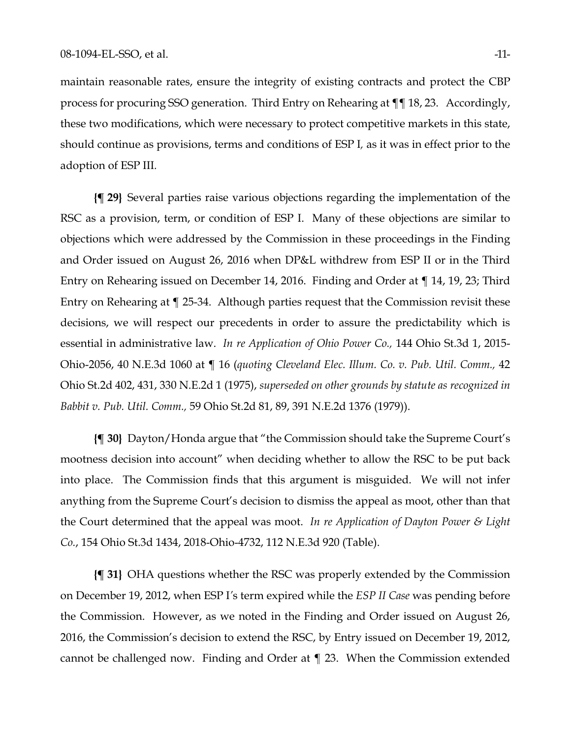maintain reasonable rates, ensure the integrity of existing contracts and protect the CBP process for procuring SSO generation. Third Entry on Rehearing at ¶¶ 18, 23. Accordingly, these two modifications, which were necessary to protect competitive markets in this state, should continue as provisions, terms and conditions of ESP I, as it was in effect prior to the adoption of ESP III.

**{¶ 29}** Several parties raise various objections regarding the implementation of the RSC as a provision, term, or condition of ESP I. Many of these objections are similar to objections which were addressed by the Commission in these proceedings in the Finding and Order issued on August 26, 2016 when DP&L withdrew from ESP II or in the Third Entry on Rehearing issued on December 14, 2016. Finding and Order at ¶ 14, 19, 23; Third Entry on Rehearing at ¶ 25-34. Although parties request that the Commission revisit these decisions, we will respect our precedents in order to assure the predictability which is essential in administrative law. *In re Application of Ohio Power Co.,* 144 Ohio St.3d 1, 2015-Ohio-2056, 40 N.E.3d 1060 at ¶ 16 (*quoting Cleveland Elec. Illum. Co. v. Pub. Util. Comm.,* 42 Ohio St.2d 402, 431, 330 N.E.2d 1 (1975), *superseded on other grounds by statute as recognized in Babbit v. Pub. Util. Comm.,* 59 Ohio St.2d 81, 89, 391 N.E.2d 1376 (1979)).

**{¶ 30}** Dayton/Honda argue that "the Commission should take the Supreme Court's mootness decision into account" when deciding whether to allow the RSC to be put back into place. The Commission finds that this argument is misguided. We will not infer anything from the Supreme Court's decision to dismiss the appeal as moot, other than that the Court determined that the appeal was moot. *In re Application of Dayton Power & Light Co.*, 154 Ohio St.3d 1434, 2018-Ohio-4732, 112 N.E.3d 920 (Table).

**{¶ 31}** OHA questions whether the RSC was properly extended by the Commission on December 19, 2012, when ESP I's term expired while the *ESP II Case* was pending before the Commission. However, as we noted in the Finding and Order issued on August 26, 2016, the Commission's decision to extend the RSC, by Entry issued on December 19, 2012, cannot be challenged now. Finding and Order at ¶ 23. When the Commission extended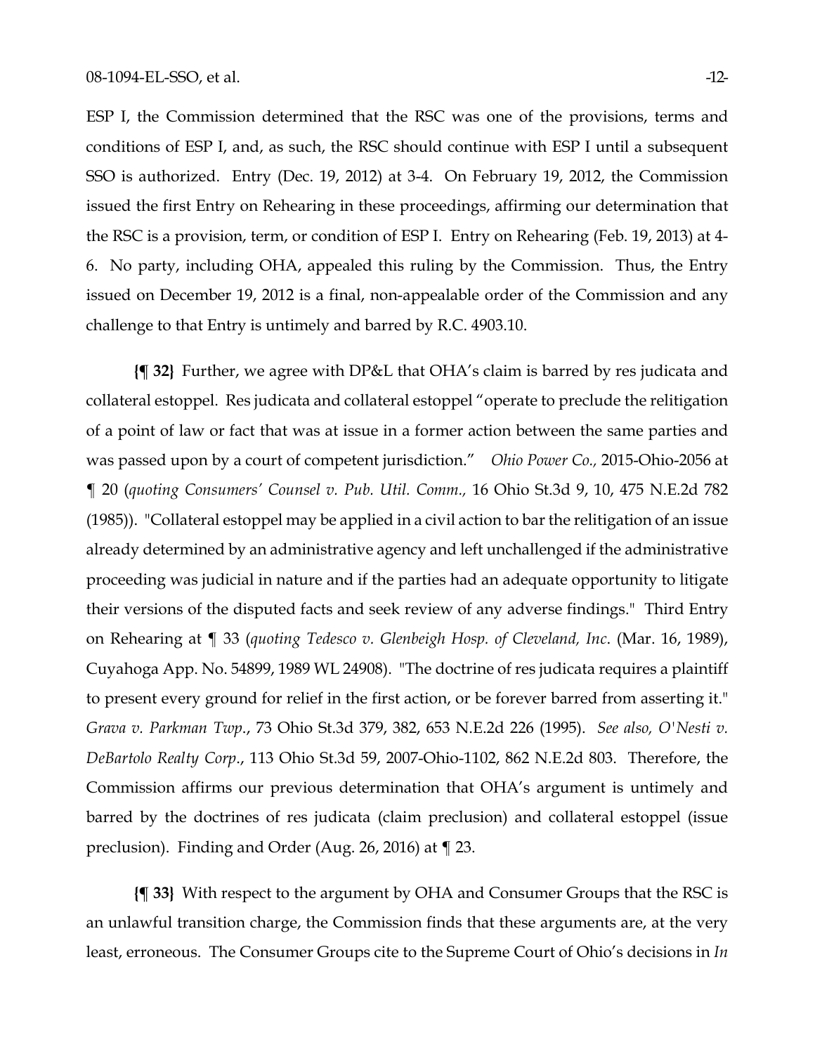ESP I, the Commission determined that the RSC was one of the provisions, terms and conditions of ESP I, and, as such, the RSC should continue with ESP I until a subsequent SSO is authorized. Entry (Dec. 19, 2012) at 3-4. On February 19, 2012, the Commission issued the first Entry on Rehearing in these proceedings, affirming our determination that the RSC is a provision, term, or condition of ESP I. Entry on Rehearing (Feb. 19, 2013) at 4-6. No party, including OHA, appealed this ruling by the Commission. Thus, the Entry issued on December 19, 2012 is a final, non-appealable order of the Commission and any challenge to that Entry is untimely and barred by R.C. 4903.10.

**{¶ 32}** Further, we agree with DP&L that OHA's claim is barred by res judicata and collateral estoppel. Res judicata and collateral estoppel "operate to preclude the relitigation of a point of law or fact that was at issue in a former action between the same parties and was passed upon by a court of competent jurisdiction." *Ohio Power Co.,* 2015-Ohio-2056 at ¶ 20 (*quoting Consumers' Counsel v. Pub. Util. Comm.,* 16 Ohio St.3d 9, 10, 475 N.E.2d 782 (1985)). "Collateral estoppel may be applied in a civil action to bar the relitigation of an issue already determined by an administrative agency and left unchallenged if the administrative proceeding was judicial in nature and if the parties had an adequate opportunity to litigate their versions of the disputed facts and seek review of any adverse findings." Third Entry on Rehearing at ¶ 33 (*quoting Tedesco v. Glenbeigh Hosp. of Cleveland, Inc.* (Mar. 16, 1989), Cuyahoga App. No. 54899, 1989 WL 24908). "The doctrine of res judicata requires a plaintiff to present every ground for relief in the first action, or be forever barred from asserting it." *Grava v. Parkman Twp*., 73 Ohio St.3d 379, 382, 653 N.E.2d 226 (1995). *See also, O'Nesti v. DeBartolo Realty Corp*., 113 Ohio St.3d 59, 2007-Ohio-1102, 862 N.E.2d 803. Therefore, the Commission affirms our previous determination that OHA's argument is untimely and barred by the doctrines of res judicata (claim preclusion) and collateral estoppel (issue preclusion). Finding and Order (Aug. 26, 2016) at ¶ 23.

**{¶ 33}** With respect to the argument by OHA and Consumer Groups that the RSC is an unlawful transition charge, the Commission finds that these arguments are, at the very least, erroneous. The Consumer Groups cite to the Supreme Court of Ohio's decisions in *In*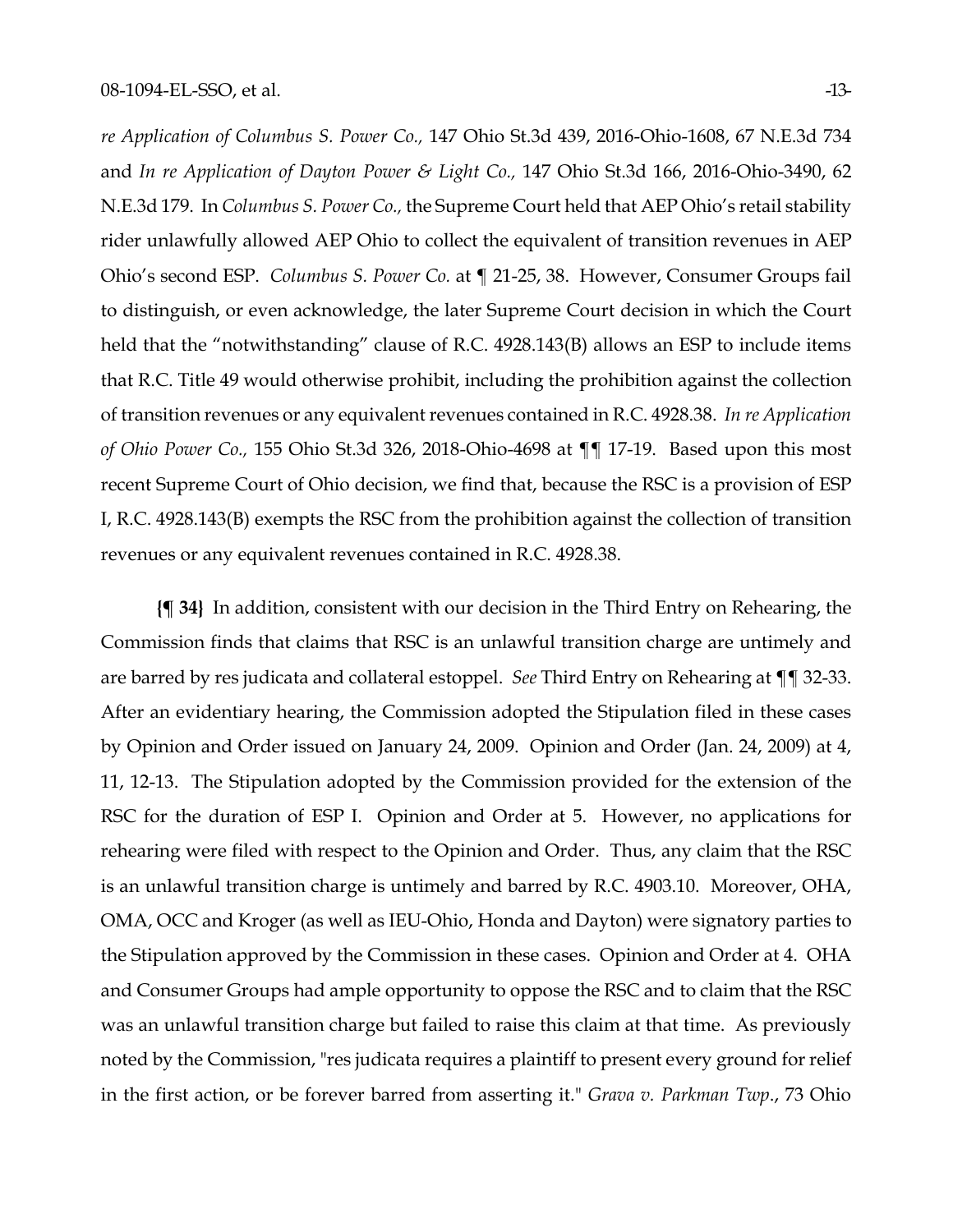*re Application of Columbus S. Power Co.,* 147 Ohio St.3d 439, 2016-Ohio-1608, 67 N.E.3d 734 and *In re Application of Dayton Power & Light Co.,* 147 Ohio St.3d 166, 2016-Ohio-3490, 62 N.E.3d 179. In *Columbus S. Power Co.,* the Supreme Court held that AEP Ohio's retail stability rider unlawfully allowed AEP Ohio to collect the equivalent of transition revenues in AEP Ohio's second ESP. *Columbus S. Power Co.* at ¶ 21-25, 38. However, Consumer Groups fail to distinguish, or even acknowledge, the later Supreme Court decision in which the Court held that the "notwithstanding" clause of R.C. 4928.143(B) allows an ESP to include items that R.C. Title 49 would otherwise prohibit, including the prohibition against the collection of transition revenues or any equivalent revenues contained in R.C. 4928.38. *In re Application of Ohio Power Co.,* 155 Ohio St.3d 326, 2018-Ohio-4698 at ¶¶ 17-19. Based upon this most recent Supreme Court of Ohio decision, we find that, because the RSC is a provision of ESP I, R.C. 4928.143(B) exempts the RSC from the prohibition against the collection of transition revenues or any equivalent revenues contained in R.C. 4928.38.

**{¶ 34}** In addition, consistent with our decision in the Third Entry on Rehearing, the Commission finds that claims that RSC is an unlawful transition charge are untimely and are barred by res judicata and collateral estoppel. *See* Third Entry on Rehearing at ¶¶ 32-33. After an evidentiary hearing, the Commission adopted the Stipulation filed in these cases by Opinion and Order issued on January 24, 2009. Opinion and Order (Jan. 24, 2009) at 4, 11, 12-13. The Stipulation adopted by the Commission provided for the extension of the RSC for the duration of ESP I. Opinion and Order at 5. However, no applications for rehearing were filed with respect to the Opinion and Order. Thus, any claim that the RSC is an unlawful transition charge is untimely and barred by R.C. 4903.10. Moreover, OHA, OMA, OCC and Kroger (as well as IEU-Ohio, Honda and Dayton) were signatory parties to the Stipulation approved by the Commission in these cases. Opinion and Order at 4. OHA and Consumer Groups had ample opportunity to oppose the RSC and to claim that the RSC was an unlawful transition charge but failed to raise this claim at that time. As previously noted by the Commission, "res judicata requires a plaintiff to present every ground for relief in the first action, or be forever barred from asserting it." *Grava v. Parkman Twp*., 73 Ohio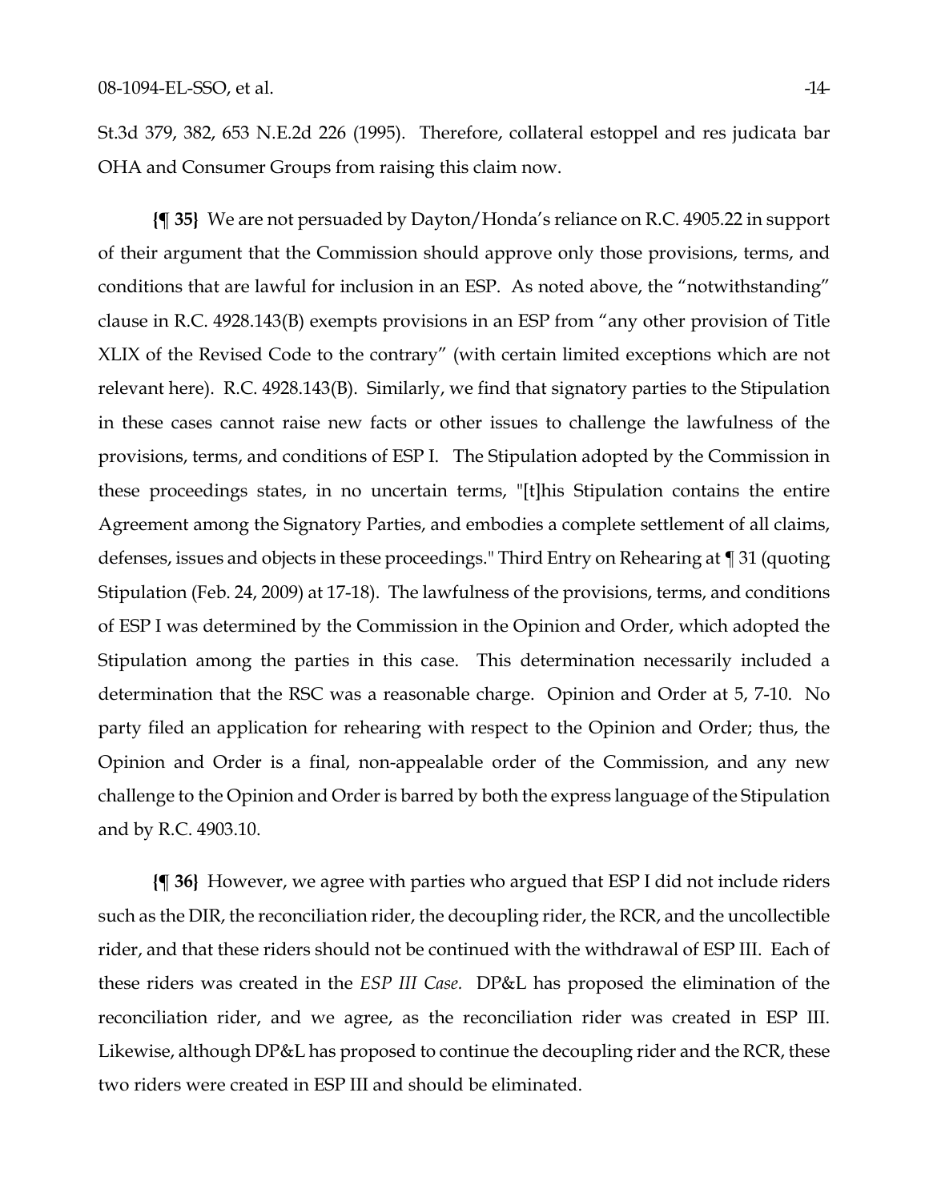St.3d 379, 382, 653 N.E.2d 226 (1995). Therefore, collateral estoppel and res judicata bar OHA and Consumer Groups from raising this claim now.

**{¶ 35}** We are not persuaded by Dayton/Honda's reliance on R.C. 4905.22 in support of their argument that the Commission should approve only those provisions, terms, and conditions that are lawful for inclusion in an ESP. As noted above, the "notwithstanding" clause in R.C. 4928.143(B) exempts provisions in an ESP from "any other provision of Title XLIX of the Revised Code to the contrary" (with certain limited exceptions which are not relevant here). R.C. 4928.143(B). Similarly, we find that signatory parties to the Stipulation in these cases cannot raise new facts or other issues to challenge the lawfulness of the provisions, terms, and conditions of ESP I. The Stipulation adopted by the Commission in these proceedings states, in no uncertain terms, "[t]his Stipulation contains the entire Agreement among the Signatory Parties, and embodies a complete settlement of all claims, defenses, issues and objects in these proceedings." Third Entry on Rehearing at ¶ 31 (quoting Stipulation (Feb. 24, 2009) at 17-18). The lawfulness of the provisions, terms, and conditions of ESP I was determined by the Commission in the Opinion and Order, which adopted the Stipulation among the parties in this case. This determination necessarily included a determination that the RSC was a reasonable charge. Opinion and Order at 5, 7-10. No party filed an application for rehearing with respect to the Opinion and Order; thus, the Opinion and Order is a final, non-appealable order of the Commission, and any new challenge to the Opinion and Order is barred by both the express language of the Stipulation and by R.C. 4903.10.

**{¶ 36}** However, we agree with parties who argued that ESP I did not include riders such as the DIR, the reconciliation rider, the decoupling rider, the RCR, and the uncollectible rider, and that these riders should not be continued with the withdrawal of ESP III. Each of these riders was created in the *ESP III Case.* DP&L has proposed the elimination of the reconciliation rider, and we agree, as the reconciliation rider was created in ESP III. Likewise, although DP&L has proposed to continue the decoupling rider and the RCR, these two riders were created in ESP III and should be eliminated.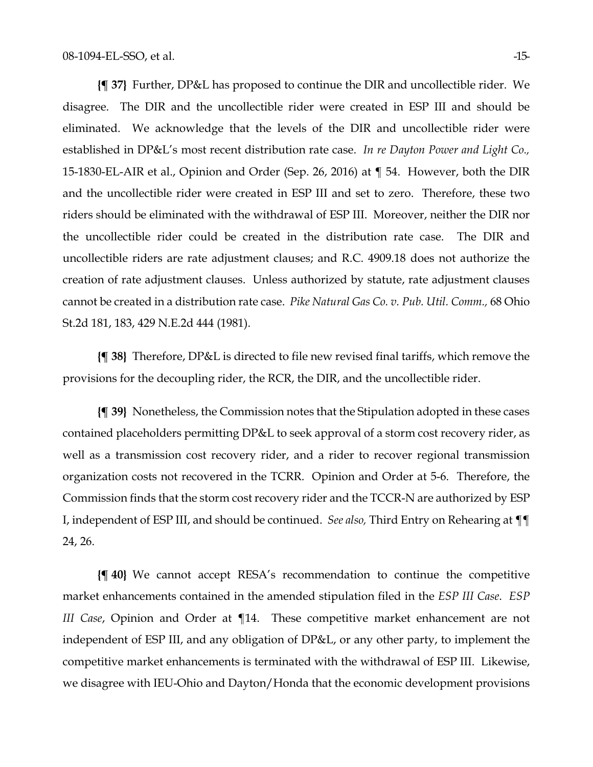**{¶ 37}** Further, DP&L has proposed to continue the DIR and uncollectible rider. We disagree. The DIR and the uncollectible rider were created in ESP III and should be eliminated. We acknowledge that the levels of the DIR and uncollectible rider were established in DP&L's most recent distribution rate case. *In re Dayton Power and Light Co.,* 15-1830-EL-AIR et al., Opinion and Order (Sep. 26, 2016) at ¶ 54. However, both the DIR and the uncollectible rider were created in ESP III and set to zero. Therefore, these two riders should be eliminated with the withdrawal of ESP III. Moreover, neither the DIR nor the uncollectible rider could be created in the distribution rate case. The DIR and uncollectible riders are rate adjustment clauses; and R.C. 4909.18 does not authorize the creation of rate adjustment clauses. Unless authorized by statute, rate adjustment clauses cannot be created in a distribution rate case. *Pike Natural Gas Co. v. Pub. Util. Comm.,* 68 Ohio St.2d 181, 183, 429 N.E.2d 444 (1981).

**{¶ 38}** Therefore, DP&L is directed to file new revised final tariffs, which remove the provisions for the decoupling rider, the RCR, the DIR, and the uncollectible rider.

**{¶ 39}** Nonetheless, the Commission notes that the Stipulation adopted in these cases contained placeholders permitting DP&L to seek approval of a storm cost recovery rider, as well as a transmission cost recovery rider, and a rider to recover regional transmission organization costs not recovered in the TCRR. Opinion and Order at 5-6. Therefore, the Commission finds that the storm cost recovery rider and the TCCR-N are authorized by ESP I, independent of ESP III, and should be continued. *See also,* Third Entry on Rehearing at ¶¶ 24, 26.

**{¶ 40}** We cannot accept RESA's recommendation to continue the competitive market enhancements contained in the amended stipulation filed in the *ESP III Case*. *ESP III Case*, Opinion and Order at ¶14. These competitive market enhancement are not independent of ESP III, and any obligation of DP&L, or any other party, to implement the competitive market enhancements is terminated with the withdrawal of ESP III. Likewise, we disagree with IEU-Ohio and Dayton/Honda that the economic development provisions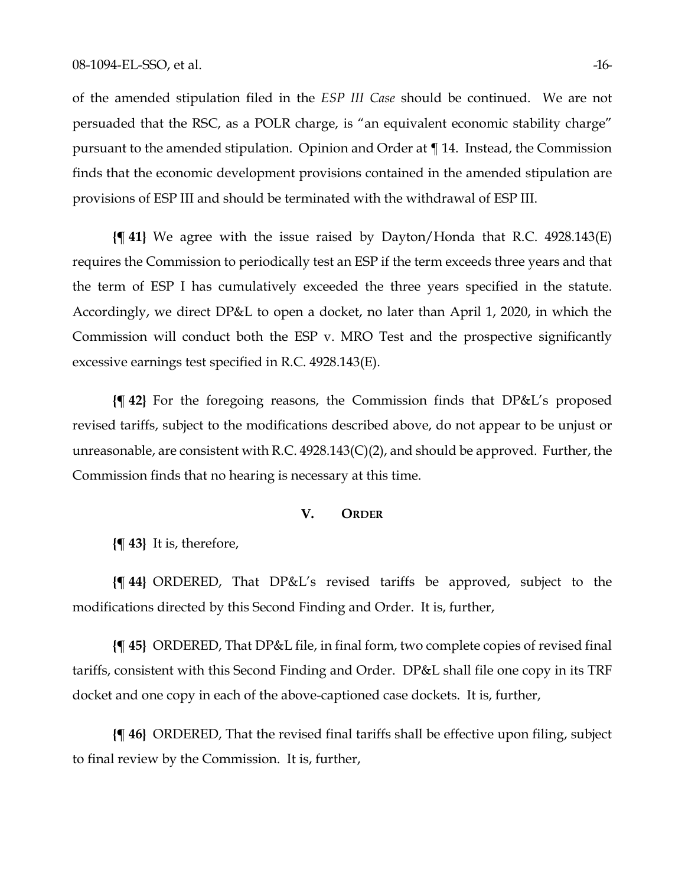of the amended stipulation filed in the *ESP III Case* should be continued. We are not persuaded that the RSC, as a POLR charge, is "an equivalent economic stability charge" pursuant to the amended stipulation. Opinion and Order at ¶ 14. Instead, the Commission finds that the economic development provisions contained in the amended stipulation are provisions of ESP III and should be terminated with the withdrawal of ESP III.

**{¶ 41}** We agree with the issue raised by Dayton/Honda that R.C. 4928.143(E) requires the Commission to periodically test an ESP if the term exceeds three years and that the term of ESP I has cumulatively exceeded the three years specified in the statute. Accordingly, we direct DP&L to open a docket, no later than April 1, 2020, in which the Commission will conduct both the ESP v. MRO Test and the prospective significantly excessive earnings test specified in R.C. 4928.143(E).

**{¶ 42}** For the foregoing reasons, the Commission finds that DP&L's proposed revised tariffs, subject to the modifications described above, do not appear to be unjust or unreasonable, are consistent with R.C. 4928.143(C)(2), and should be approved. Further, the Commission finds that no hearing is necessary at this time.

## V. ORDER

**{¶ 43}** It is, therefore,

**{¶ 44}** ORDERED, That DP&L's revised tariffs be approved, subject to the modifications directed by this Second Finding and Order. It is, further,

**{¶ 45}** ORDERED, That DP&L file, in final form, two complete copies of revised final tariffs, consistent with this Second Finding and Order. DP&L shall file one copy in its TRF docket and one copy in each of the above-captioned case dockets. It is, further,

**{¶ 46}** ORDERED, That the revised final tariffs shall be effective upon filing, subject to final review by the Commission. It is, further,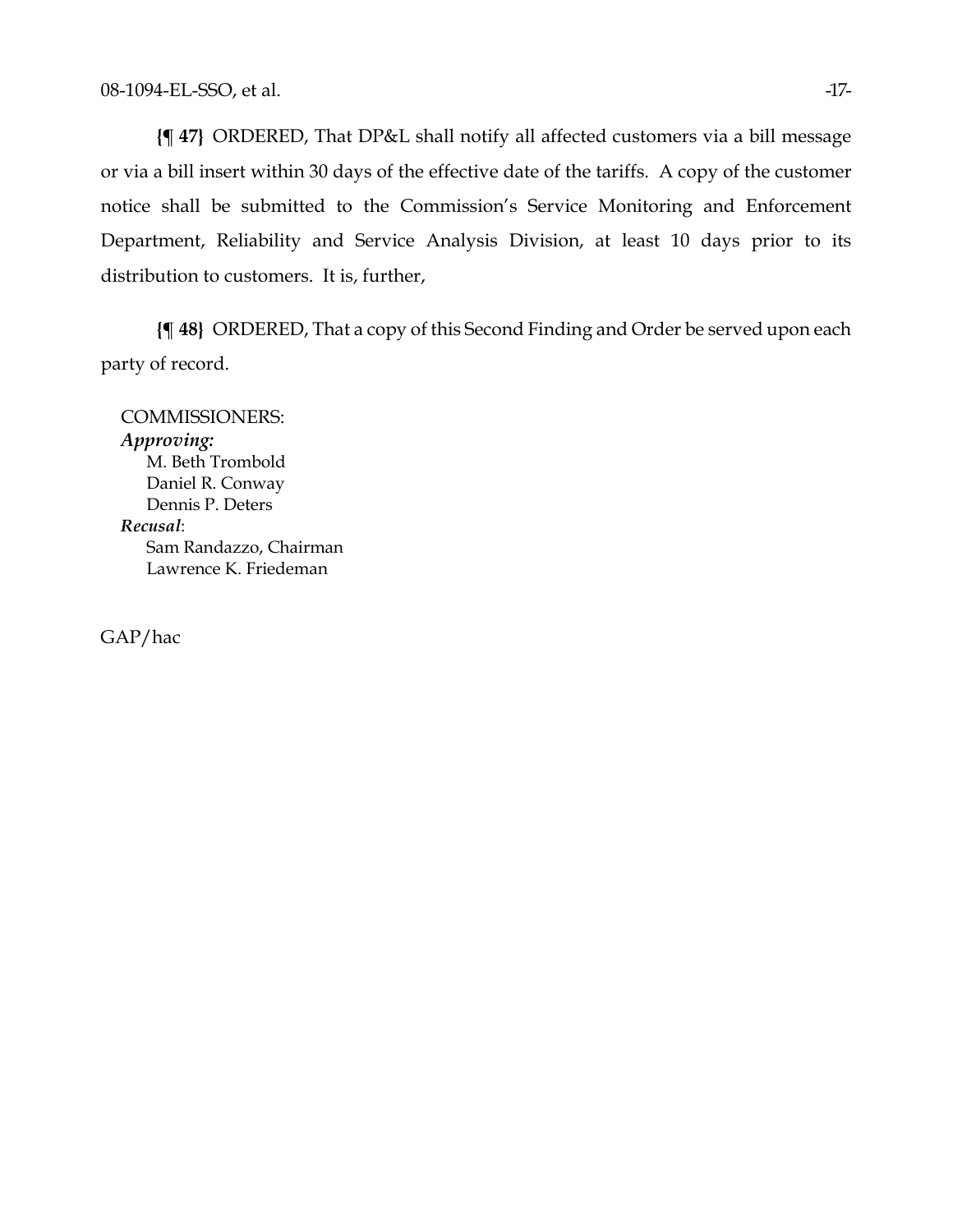**{¶ 47}** ORDERED, That DP&L shall notify all affected customers via a bill message or via a bill insert within 30 days of the effective date of the tariffs. A copy of the customer notice shall be submitted to the Commission's Service Monitoring and Enforcement Department, Reliability and Service Analysis Division, at least 10 days prior to its distribution to customers. It is, further,

**{¶ 48}** ORDERED, That a copy of this Second Finding and Order be served upon each party of record.

COMMISSIONERS:
*Approving:*
M. Beth Trombold
Daniel R. Conway
Dennis P. Deters
*Recusal*:
Sam Randazzo, Chairman
Lawrence K. Friedeman

GAP/hac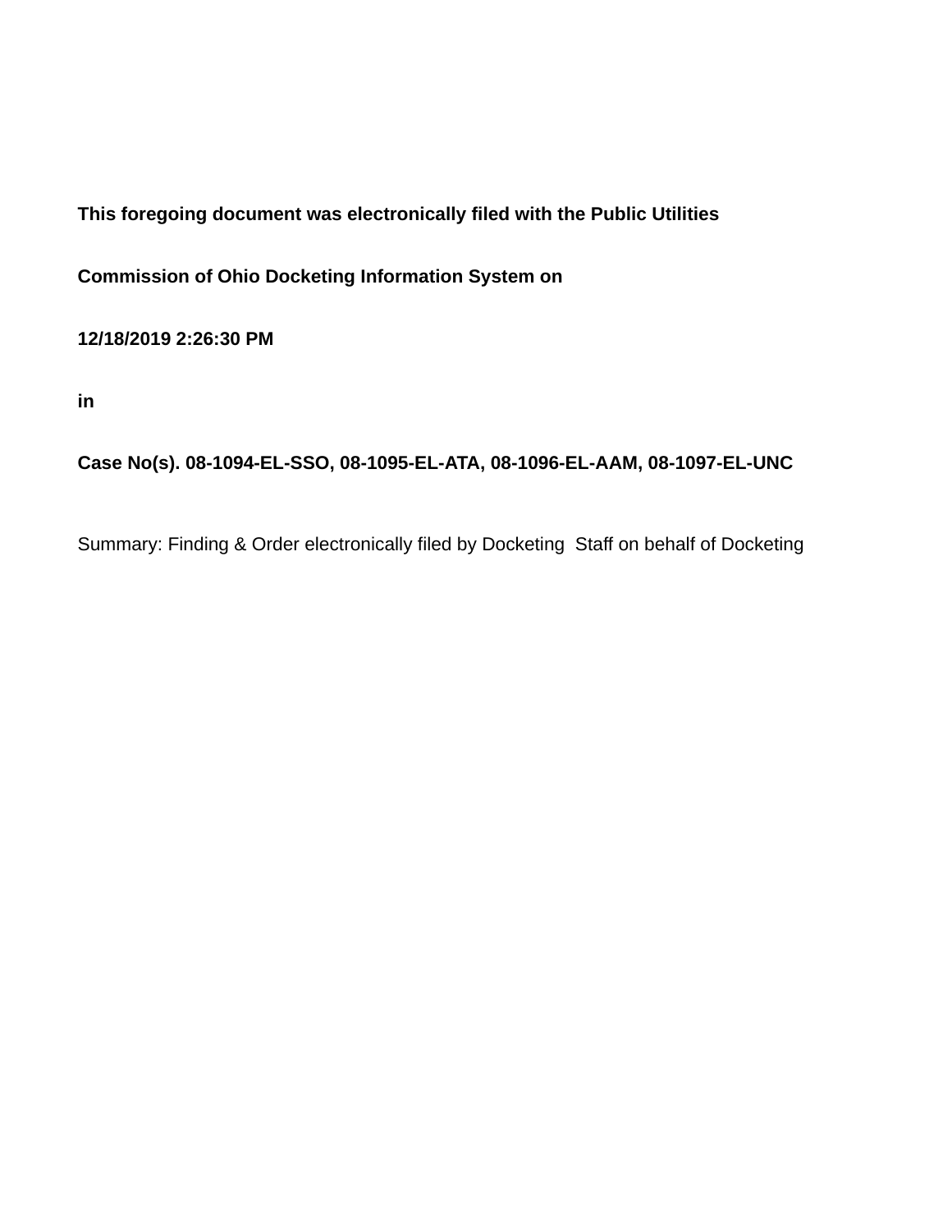**This foregoing document was electronically filed with the Public Utilities**

**Commission of Ohio Docketing Information System on**

**12/18/2019 2:26:30 PM**

**in**

**Case No(s). 08-1094-EL-SSO, 08-1095-EL-ATA, 08-1096-EL-AAM, 08-1097-EL-UNC**

Summary: Finding & Order electronically filed by Docketing Staff on behalf of Docketing